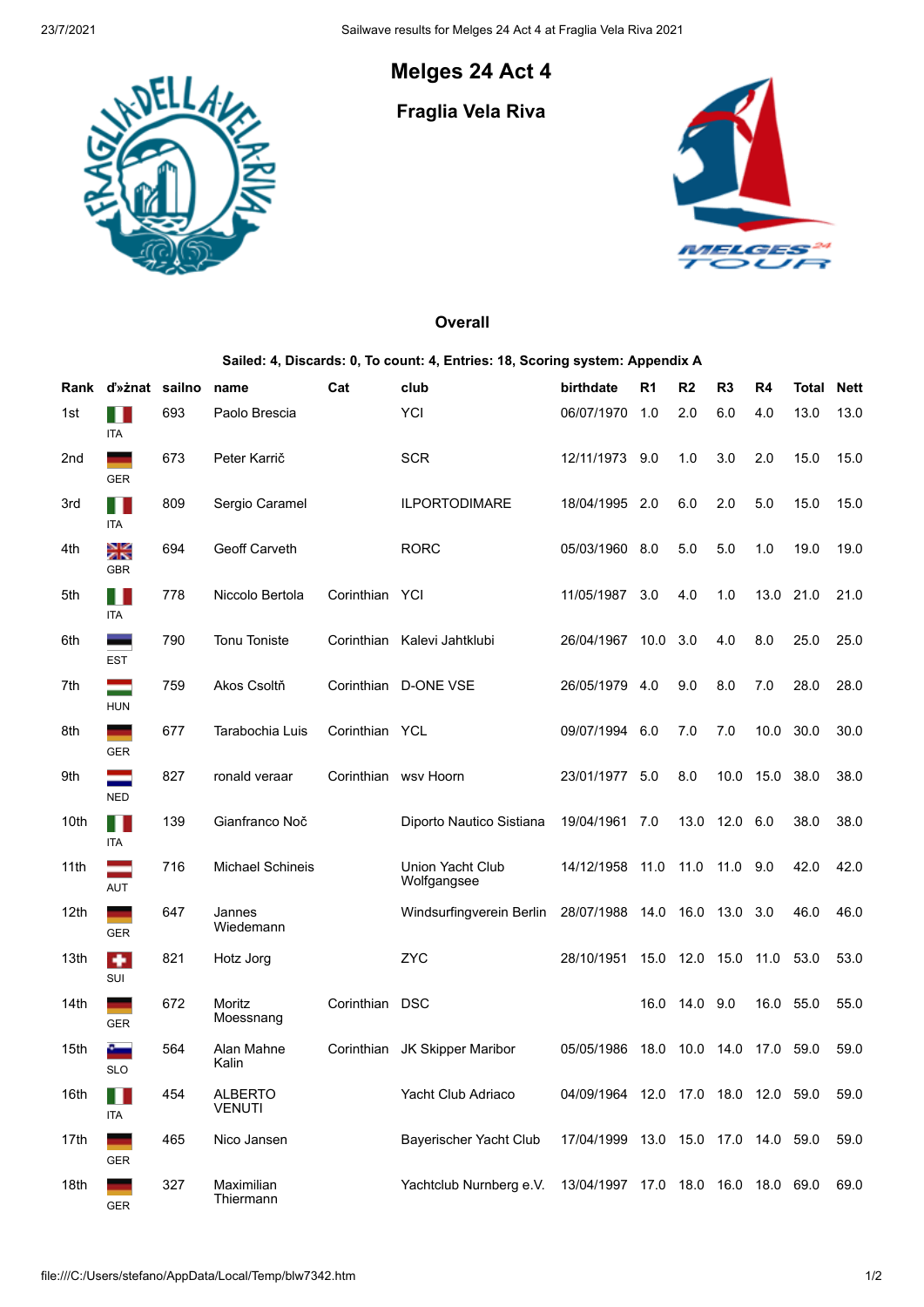# Melges 24 Act 4

## Fraglia Vela Riva

### Overall

**Sailed: 4, Discards: 0, To count: 4, Entries: 18, Scoring system: Appendix A**

| Rank | ďťżnat | sailno | name | Cat | club | birthdate | R1 | R2 | R3 | R4 | Total | Nett |
|---|---|---|---|---|---|---|---|---|---|---|---|---|
| 1st | ITA | 693 | Paolo Brescia | | YCI | 06/07/1970 | 1.0 | 2.0 | 6.0 | 4.0 | 13.0 | 13.0 |
| 2nd | GER | 673 | Peter Karrič | | SCR | 12/11/1973 | 9.0 | 1.0 | 3.0 | 2.0 | 15.0 | 15.0 |
| 3rd | ITA | 809 | Sergio Caramel | | ILPORTODIMARE | 18/04/1995 | 2.0 | 6.0 | 2.0 | 5.0 | 15.0 | 15.0 |
| 4th | GBR | 694 | Geoff Carveth | | RORC | 05/03/1960 | 8.0 | 5.0 | 5.0 | 1.0 | 19.0 | 19.0 |
| 5th | ITA | 778 | Niccolo Bertola | Corinthian | YCI | 11/05/1987 | 3.0 | 4.0 | 1.0 | 13.0 | 21.0 | 21.0 |
| 6th | EST | 790 | Tonu Toniste | Corinthian | Kalevi Jahtklubi | 26/04/1967 | 10.0 | 3.0 | 4.0 | 8.0 | 25.0 | 25.0 |
| 7th | HUN | 759 | Akos Csoltň | Corinthian | D-ONE VSE | 26/05/1979 | 4.0 | 9.0 | 8.0 | 7.0 | 28.0 | 28.0 |
| 8th | GER | 677 | Tarabochia Luis | Corinthian | YCL | 09/07/1994 | 6.0 | 7.0 | 7.0 | 10.0 | 30.0 | 30.0 |
| 9th | NED | 827 | ronald veraar | Corinthian | wsv Hoorn | 23/01/1977 | 5.0 | 8.0 | 10.0 | 15.0 | 38.0 | 38.0 |
| 10th | ITA | 139 | Gianfranco Noč | | Diporto Nautico Sistiana | 19/04/1961 | 7.0 | 13.0 | 12.0 | 6.0 | 38.0 | 38.0 |
| 11th | AUT | 716 | Michael Schineis | | Union Yacht Club Wolfgangsee | 14/12/1958 | 11.0 | 11.0 | 11.0 | 9.0 | 42.0 | 42.0 |
| 12th | GER | 647 | Jannes Wiedemann | | Windsurfingverein Berlin | 28/07/1988 | 14.0 | 16.0 | 13.0 | 3.0 | 46.0 | 46.0 |
| 13th | SUI | 821 | Hotz Jorg | | ZYC | 28/10/1951 | 15.0 | 12.0 | 15.0 | 11.0 | 53.0 | 53.0 |
| 14th | GER | 672 | Moritz Moessnang | Corinthian | DSC | | 16.0 | 14.0 | 9.0 | 16.0 | 55.0 | 55.0 |
| 15th | SLO | 564 | Alan Mahne Kalin | Corinthian | JK Skipper Maribor | 05/05/1986 | 18.0 | 10.0 | 14.0 | 17.0 | 59.0 | 59.0 |
| 16th | ITA | 454 | ALBERTO VENUTI | | Yacht Club Adriaco | 04/09/1964 | 12.0 | 17.0 | 18.0 | 12.0 | 59.0 | 59.0 |
| 17th | GER | 465 | Nico Jansen | | Bayerischer Yacht Club | 17/04/1999 | 13.0 | 15.0 | 17.0 | 14.0 | 59.0 | 59.0 |
| 18th | GER | 327 | Maximilian Thiermann | | Yachtclub Nurnberg e.V. | 13/04/1997 | 17.0 | 18.0 | 16.0 | 18.0 | 69.0 | 69.0 |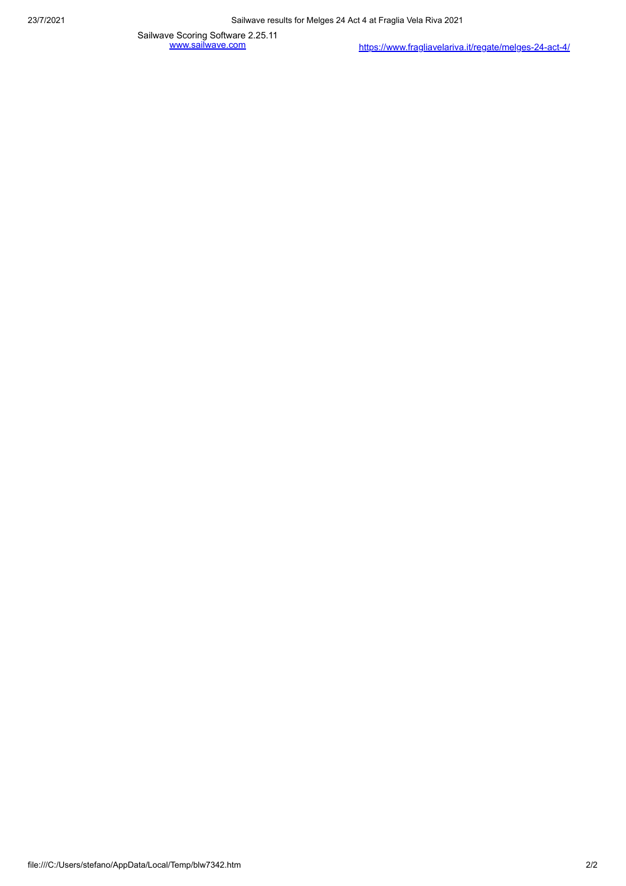Sailwave Scoring Software 2.25.11
[www.sailwave.com](http://www.sailwave.com)

[https://www.fragliavelariva.it/regate/melges-24-act-4/](https://www.fragliavelariva.it/regate/melges-24-act-4/)